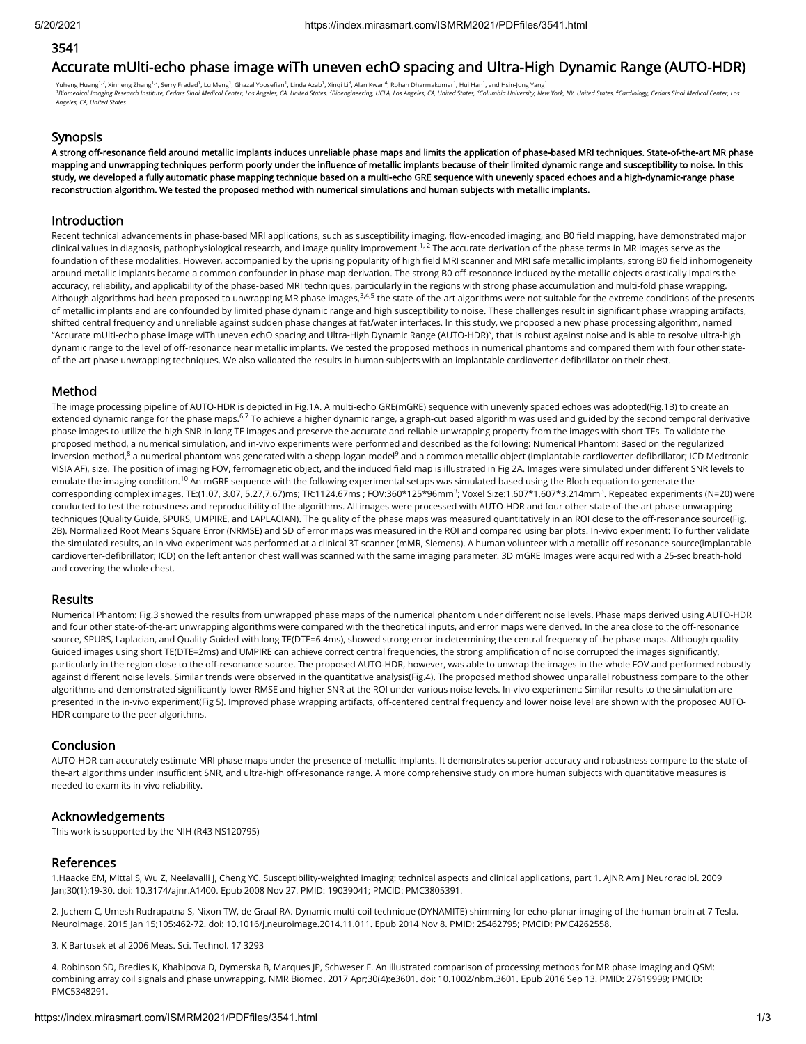3541

# Accurate mUlti-echo phase image wiTh uneven echO spacing and Ultra-High Dynamic Range (AUTO-HDR)

Yuheng Huang[1,2], Xinheng Zhang[1,2], Serry Fradad[1], Lu Meng[1], Ghazal Yoosefian[1], Linda Azab[1], Xinqi Li[3], Alan Kwan[4], Rohan Dharmakumar[1], Hui Han[1], and Hsin-Jung Yang[1]

*[1]Biomedical Imaging Research Institute, Cedars Sinai Medical Center, Los Angeles, CA, United States, [2]Bioengineering, UCLA, Los Angeles, CA, United States, [3]Columbia University, New York, NY, United States, [4]Cardiology, Cedars Sinai Medical Center, Los Angeles, CA, United States*

## Synopsis

**A strong off-resonance field around metallic implants induces unreliable phase maps and limits the application of phase-based MRI techniques. State-of-the-art MR phase mapping and unwrapping techniques perform poorly under the influence of metallic implants because of their limited dynamic range and susceptibility to noise. In this study, we developed a fully automatic phase mapping technique based on a multi-echo GRE sequence with unevenly spaced echoes and a high-dynamic-range phase reconstruction algorithm. We tested the proposed method with numerical simulations and human subjects with metallic implants.**

## Introduction

Recent technical advancements in phase-based MRI applications, such as susceptibility imaging, flow-encoded imaging, and B0 field mapping, have demonstrated major clinical values in diagnosis, pathophysiological research, and image quality improvement.[1, 2] The accurate derivation of the phase terms in MR images serve as the foundation of these modalities. However, accompanied by the uprising popularity of high field MRI scanner and MRI safe metallic implants, strong B0 field inhomogeneity around metallic implants became a common confounder in phase map derivation. The strong B0 off-resonance induced by the metallic objects drastically impairs the accuracy, reliability, and applicability of the phase-based MRI techniques, particularly in the regions with strong phase accumulation and multi-fold phase wrapping. Although algorithms had been proposed to unwrapping MR phase images,[3,4,5] the state-of-the-art algorithms were not suitable for the extreme conditions of the presents of metallic implants and are confounded by limited phase dynamic range and high susceptibility to noise. These challenges result in significant phase wrapping artifacts, shifted central frequency and unreliable against sudden phase changes at fat/water interfaces. In this study, we proposed a new phase processing algorithm, named "Accurate mUlti-echo phase image wiTh uneven echO spacing and Ultra-High Dynamic Range (AUTO-HDR)", that is robust against noise and is able to resolve ultra-high dynamic range to the level of off-resonance near metallic implants. We tested the proposed methods in numerical phantoms and compared them with four other state-of-the-art phase unwrapping techniques. We also validated the results in human subjects with an implantable cardioverter-defibrillator on their chest.

## Method

The image processing pipeline of AUTO-HDR is depicted in Fig.1A. A multi-echo GRE(mGRE) sequence with unevenly spaced echoes was adopted(Fig.1B) to create an extended dynamic range for the phase maps.[6,7] To achieve a higher dynamic range, a graph-cut based algorithm was used and guided by the second temporal derivative phase images to utilize the high SNR in long TE images and preserve the accurate and reliable unwrapping property from the images with short TEs. To validate the proposed method, a numerical simulation, and in-vivo experiments were performed and described as the following: Numerical Phantom: Based on the regularized inversion method,[8] a numerical phantom was generated with a shepp-logan model[9] and a common metallic object (implantable cardioverter-defibrillator; ICD Medtronic VISIA AF), size. The position of imaging FOV, ferromagnetic object, and the induced field map is illustrated in Fig 2A. Images were simulated under different SNR levels to emulate the imaging condition.[10] An mGRE sequence with the following experimental setups was simulated based using the Bloch equation to generate the corresponding complex images. TE:(1.07, 3.07, 5.27,7.67)ms; TR:1124.67ms ; FOV:360\*125\*96mm$^3$; Voxel Size:1.607\*1.607\*3.214mm$^3$. Repeated experiments (N=20) were conducted to test the robustness and reproducibility of the algorithms. All images were processed with AUTO-HDR and four other state-of-the-art phase unwrapping techniques (Quality Guide, SPURS, UMPIRE, and LAPLACIAN). The quality of the phase maps was measured quantitatively in an ROI close to the off-resonance source(Fig. 2B). Normalized Root Means Square Error (NRMSE) and SD of error maps was measured in the ROI and compared using bar plots. In-vivo experiment: To further validate the simulated results, an in-vivo experiment was performed at a clinical 3T scanner (mMR, Siemens). A human volunteer with a metallic off-resonance source(implantable cardioverter-defibrillator; ICD) on the left anterior chest wall was scanned with the same imaging parameter. 3D mGRE Images were acquired with a 25-sec breath-hold and covering the whole chest.

## Results

Numerical Phantom: Fig.3 showed the results from unwrapped phase maps of the numerical phantom under different noise levels. Phase maps derived using AUTO-HDR and four other state-of-the-art unwrapping algorithms were compared with the theoretical inputs, and error maps were derived. In the area close to the off-resonance source, SPURS, Laplacian, and Quality Guided with long TE(DTE=6.4ms), showed strong error in determining the central frequency of the phase maps. Although quality Guided images using short TE(DTE=2ms) and UMPIRE can achieve correct central frequencies, the strong amplification of noise corrupted the images significantly, particularly in the region close to the off-resonance source. The proposed AUTO-HDR, however, was able to unwrap the images in the whole FOV and performed robustly against different noise levels. Similar trends were observed in the quantitative analysis(Fig.4). The proposed method showed unparallel robustness compare to the other algorithms and demonstrated significantly lower RMSE and higher SNR at the ROI under various noise levels. In-vivo experiment: Similar results to the simulation are presented in the in-vivo experiment(Fig 5). Improved phase wrapping artifacts, off-centered central frequency and lower noise level are shown with the proposed AUTO-HDR compare to the peer algorithms.

## Conclusion

AUTO-HDR can accurately estimate MRI phase maps under the presence of metallic implants. It demonstrates superior accuracy and robustness compare to the state-of-the-art algorithms under insufficient SNR, and ultra-high off-resonance range. A more comprehensive study on more human subjects with quantitative measures is needed to exam its in-vivo reliability.

## Acknowledgements

This work is supported by the NIH (R43 NS120795)

## References

1.Haacke EM, Mittal S, Wu Z, Neelavalli J, Cheng YC. Susceptibility-weighted imaging: technical aspects and clinical applications, part 1. AJNR Am J Neuroradiol. 2009 Jan;30(1):19-30. doi: 10.3174/ajnr.A1400. Epub 2008 Nov 27. PMID: 19039041; PMCID: PMC3805391.

2. Juchem C, Umesh Rudrapatna S, Nixon TW, de Graaf RA. Dynamic multi-coil technique (DYNAMITE) shimming for echo-planar imaging of the human brain at 7 Tesla. Neuroimage. 2015 Jan 15;105:462-72. doi: 10.1016/j.neuroimage.2014.11.011. Epub 2014 Nov 8. PMID: 25462795; PMCID: PMC4262558.

3. K Bartusek et al 2006 Meas. Sci. Technol. 17 3293

4. Robinson SD, Bredies K, Khabipova D, Dymerska B, Marques JP, Schweser F. An illustrated comparison of processing methods for MR phase imaging and QSM: combining array coil signals and phase unwrapping. NMR Biomed. 2017 Apr;30(4):e3601. doi: 10.1002/nbm.3601. Epub 2016 Sep 13. PMID: 27619999; PMCID: PMC5348291.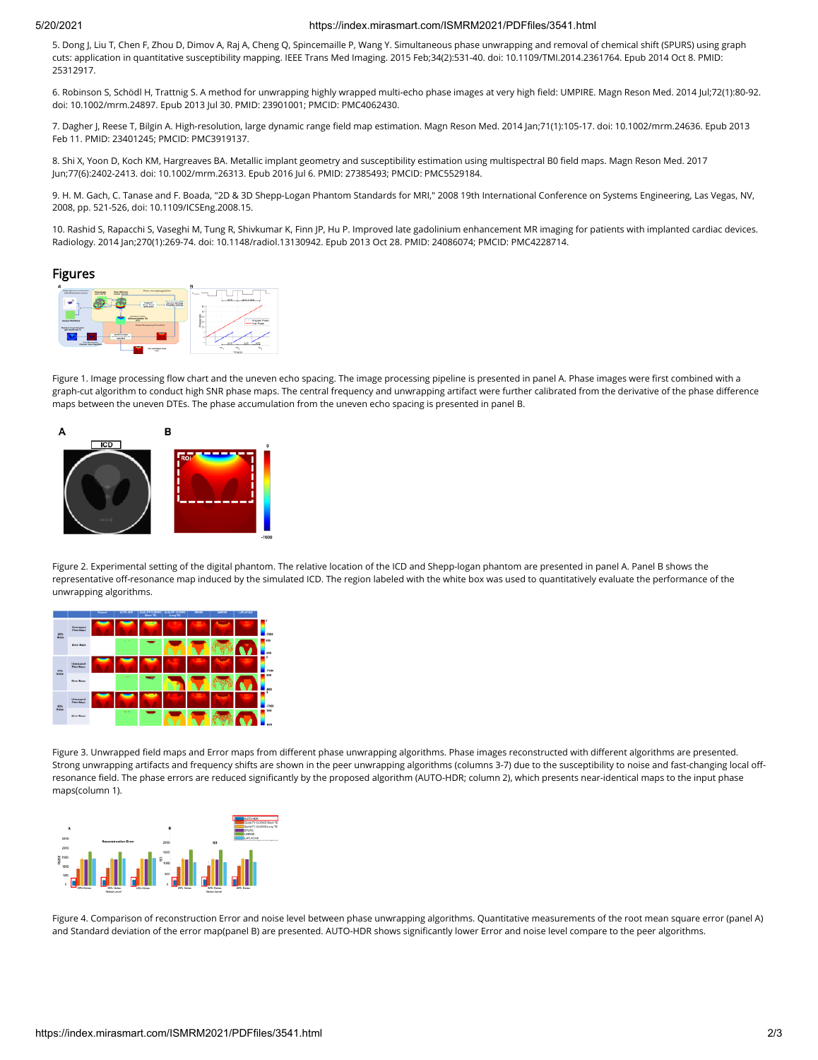5. Dong J, Liu T, Chen F, Zhou D, Dimov A, Raj A, Cheng Q, Spincemaille P, Wang Y. Simultaneous phase unwrapping and removal of chemical shift (SPURS) using graph cuts: application in quantitative susceptibility mapping. IEEE Trans Med Imaging. 2015 Feb;34(2):531-40. doi: 10.1109/TMI.2014.2361764. Epub 2014 Oct 8. PMID: 25312917.

6. Robinson S, Schödl H, Trattnig S. A method for unwrapping highly wrapped multi-echo phase images at very high field: UMPIRE. Magn Reson Med. 2014 Jul;72(1):80-92. doi: 10.1002/mrm.24897. Epub 2013 Jul 30. PMID: 23901001; PMCID: PMC4062430.

7. Dagher J, Reese T, Bilgin A. High-resolution, large dynamic range field map estimation. Magn Reson Med. 2014 Jan;71(1):105-17. doi: 10.1002/mrm.24636. Epub 2013 Feb 11. PMID: 23401245; PMCID: PMC3919137.

8. Shi X, Yoon D, Koch KM, Hargreaves BA. Metallic implant geometry and susceptibility estimation using multispectral B0 field maps. Magn Reson Med. 2017 Jun;77(6):2402-2413. doi: 10.1002/mrm.26313. Epub 2016 Jul 6. PMID: 27385493; PMCID: PMC5529184.

9. H. M. Gach, C. Tanase and F. Boada, "2D & 3D Shepp-Logan Phantom Standards for MRI," 2008 19th International Conference on Systems Engineering, Las Vegas, NV, 2008, pp. 521-526, doi: 10.1109/ICSEng.2008.15.

10. Rashid S, Rapacchi S, Vaseghi M, Tung R, Shivkumar K, Finn JP, Hu P. Improved late gadolinium enhancement MR imaging for patients with implanted cardiac devices. Radiology. 2014 Jan;270(1):269-74. doi: 10.1148/radiol.13130942. Epub 2013 Oct 28. PMID: 24086074; PMCID: PMC4228714.

## Figures

Figure 1. Image processing flow chart and the uneven echo spacing. The image processing pipeline is presented in panel A. Phase images were first combined with a graph-cut algorithm to conduct high SNR phase maps. The central frequency and unwrapping artifact were further calibrated from the derivative of the phase difference maps between the uneven DTEs. The phase accumulation from the uneven echo spacing is presented in panel B.

Figure 2. Experimental setting of the digital phantom. The relative location of the ICD and Shepp-logan phantom are presented in panel A. Panel B shows the representative off-resonance map induced by the simulated ICD. The region labeled with the white box was used to quantitatively evaluate the performance of the unwrapping algorithms.

Figure 3. Unwrapped field maps and Error maps from different phase unwrapping algorithms. Phase images reconstructed with different algorithms are presented. Strong unwrapping artifacts and frequency shifts are shown in the peer unwrapping algorithms (columns 3-7) due to the susceptibility to noise and fast-changing local off-resonance field. The phase errors are reduced significantly by the proposed algorithm (AUTO-HDR; column 2), which presents near-identical maps to the input phase maps(column 1).

Figure 4. Comparison of reconstruction Error and noise level between phase unwrapping algorithms. Quantitative measurements of the root mean square error (panel A) and Standard deviation of the error map(panel B) are presented. AUTO-HDR shows significantly lower Error and noise level compare to the peer algorithms.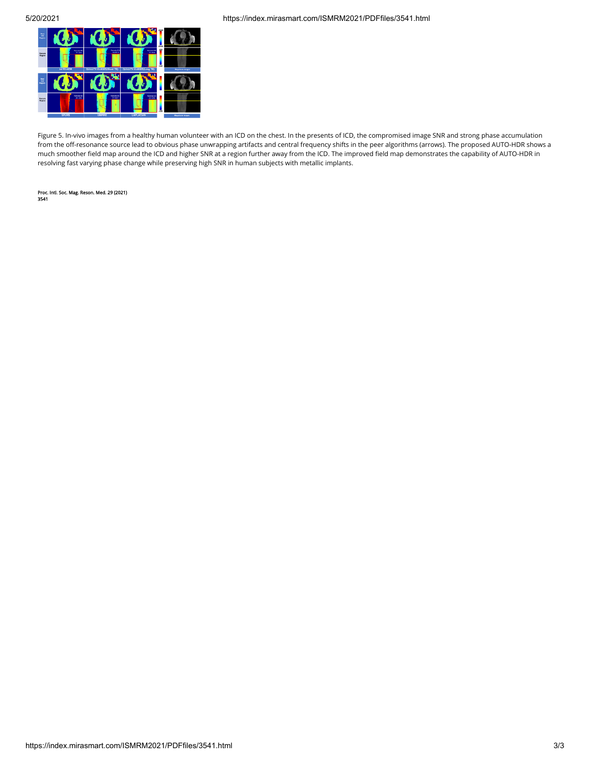Figure 5. In-vivo images from a healthy human volunteer with an ICD on the chest. In the presents of ICD, the compromised image SNR and strong phase accumulation from the off-resonance source lead to obvious phase unwrapping artifacts and central frequency shifts in the peer algorithms (arrows). The proposed AUTO-HDR shows a much smoother field map around the ICD and higher SNR at a region further away from the ICD. The improved field map demonstrates the capability of AUTO-HDR in resolving fast varying phase change while preserving high SNR in human subjects with metallic implants.

Proc. Intl. Soc. Mag. Reson. Med. 29 (2021)
3541